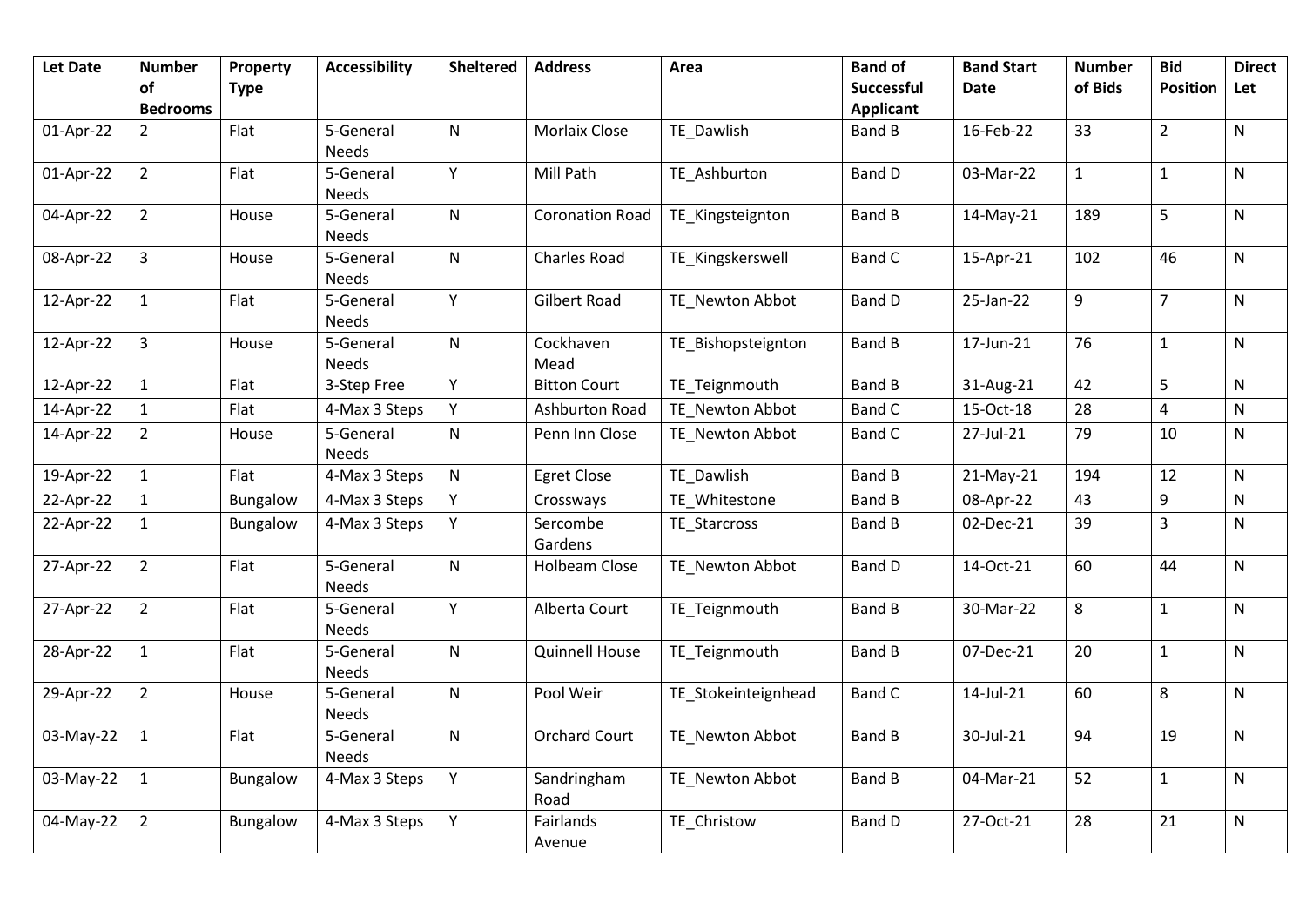| Let Date | Number of Bedrooms | Property Type | Accessibility | Sheltered | Address | Area | Band of Successful Applicant | Band Start Date | Number of Bids | Bid Position | Direct Let |
|---|---|---|---|---|---|---|---|---|---|---|---|
| 01-Apr-22 | 2 | Flat | 5-General Needs | N | Morlaix Close | TE_Dawlish | Band B | 16-Feb-22 | 33 | 2 | N |
| 01-Apr-22 | 2 | Flat | 5-General Needs | Y | Mill Path | TE_Ashburton | Band D | 03-Mar-22 | 1 | 1 | N |
| 04-Apr-22 | 2 | House | 5-General Needs | N | Coronation Road | TE_Kingsteignton | Band B | 14-May-21 | 189 | 5 | N |
| 08-Apr-22 | 3 | House | 5-General Needs | N | Charles Road | TE_Kingskerswell | Band C | 15-Apr-21 | 102 | 46 | N |
| 12-Apr-22 | 1 | Flat | 5-General Needs | Y | Gilbert Road | TE_Newton Abbot | Band D | 25-Jan-22 | 9 | 7 | N |
| 12-Apr-22 | 3 | House | 5-General Needs | N | Cockhaven Mead | TE_Bishopsteignton | Band B | 17-Jun-21 | 76 | 1 | N |
| 12-Apr-22 | 1 | Flat | 3-Step Free | Y | Bitton Court | TE_Teignmouth | Band B | 31-Aug-21 | 42 | 5 | N |
| 14-Apr-22 | 1 | Flat | 4-Max 3 Steps | Y | Ashburton Road | TE_Newton Abbot | Band C | 15-Oct-18 | 28 | 4 | N |
| 14-Apr-22 | 2 | House | 5-General Needs | N | Penn Inn Close | TE_Newton Abbot | Band C | 27-Jul-21 | 79 | 10 | N |
| 19-Apr-22 | 1 | Flat | 4-Max 3 Steps | N | Egret Close | TE_Dawlish | Band B | 21-May-21 | 194 | 12 | N |
| 22-Apr-22 | 1 | Bungalow | 4-Max 3 Steps | Y | Crossways | TE_Whitestone | Band B | 08-Apr-22 | 43 | 9 | N |
| 22-Apr-22 | 1 | Bungalow | 4-Max 3 Steps | Y | Sercombe Gardens | TE_Starcross | Band B | 02-Dec-21 | 39 | 3 | N |
| 27-Apr-22 | 2 | Flat | 5-General Needs | N | Holbeam Close | TE_Newton Abbot | Band D | 14-Oct-21 | 60 | 44 | N |
| 27-Apr-22 | 2 | Flat | 5-General Needs | Y | Alberta Court | TE_Teignmouth | Band B | 30-Mar-22 | 8 | 1 | N |
| 28-Apr-22 | 1 | Flat | 5-General Needs | N | Quinnell House | TE_Teignmouth | Band B | 07-Dec-21 | 20 | 1 | N |
| 29-Apr-22 | 2 | House | 5-General Needs | N | Pool Weir | TE_Stokeinteignhead | Band C | 14-Jul-21 | 60 | 8 | N |
| 03-May-22 | 1 | Flat | 5-General Needs | N | Orchard Court | TE_Newton Abbot | Band B | 30-Jul-21 | 94 | 19 | N |
| 03-May-22 | 1 | Bungalow | 4-Max 3 Steps | Y | Sandringham Road | TE_Newton Abbot | Band B | 04-Mar-21 | 52 | 1 | N |
| 04-May-22 | 2 | Bungalow | 4-Max 3 Steps | Y | Fairlands Avenue | TE_Christow | Band D | 27-Oct-21 | 28 | 21 | N |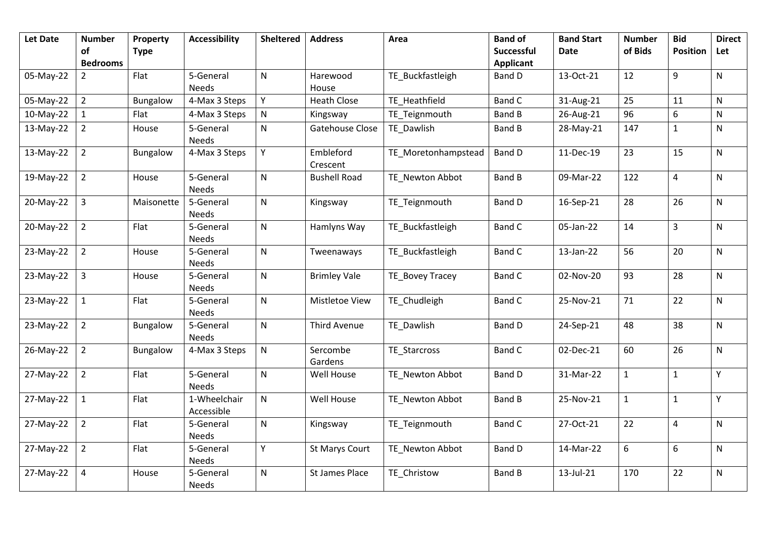| Let Date | Number of Bedrooms | Property Type | Accessibility | Sheltered | Address | Area | Band of Successful Applicant | Band Start Date | Number of Bids | Bid Position | Direct Let |
|---|---|---|---|---|---|---|---|---|---|---|---|
| 05-May-22 | 2 | Flat | 5-General Needs | N | Harewood House | TE_Buckfastleigh | Band D | 13-Oct-21 | 12 | 9 | N |
| 05-May-22 | 2 | Bungalow | 4-Max 3 Steps | Y | Heath Close | TE_Heathfield | Band C | 31-Aug-21 | 25 | 11 | N |
| 10-May-22 | 1 | Flat | 4-Max 3 Steps | N | Kingsway | TE_Teignmouth | Band B | 26-Aug-21 | 96 | 6 | N |
| 13-May-22 | 2 | House | 5-General Needs | N | Gatehouse Close | TE_Dawlish | Band B | 28-May-21 | 147 | 1 | N |
| 13-May-22 | 2 | Bungalow | 4-Max 3 Steps | Y | Embleford Crescent | TE_Moretonhampstead | Band D | 11-Dec-19 | 23 | 15 | N |
| 19-May-22 | 2 | House | 5-General Needs | N | Bushell Road | TE_Newton Abbot | Band B | 09-Mar-22 | 122 | 4 | N |
| 20-May-22 | 3 | Maisonette | 5-General Needs | N | Kingsway | TE_Teignmouth | Band D | 16-Sep-21 | 28 | 26 | N |
| 20-May-22 | 2 | Flat | 5-General Needs | N | Hamlyns Way | TE_Buckfastleigh | Band C | 05-Jan-22 | 14 | 3 | N |
| 23-May-22 | 2 | House | 5-General Needs | N | Tweenaways | TE_Buckfastleigh | Band C | 13-Jan-22 | 56 | 20 | N |
| 23-May-22 | 3 | House | 5-General Needs | N | Brimley Vale | TE_Bovey Tracey | Band C | 02-Nov-20 | 93 | 28 | N |
| 23-May-22 | 1 | Flat | 5-General Needs | N | Mistletoe View | TE_Chudleigh | Band C | 25-Nov-21 | 71 | 22 | N |
| 23-May-22 | 2 | Bungalow | 5-General Needs | N | Third Avenue | TE_Dawlish | Band D | 24-Sep-21 | 48 | 38 | N |
| 26-May-22 | 2 | Bungalow | 4-Max 3 Steps | N | Sercombe Gardens | TE_Starcross | Band C | 02-Dec-21 | 60 | 26 | N |
| 27-May-22 | 2 | Flat | 5-General Needs | N | Well House | TE_Newton Abbot | Band D | 31-Mar-22 | 1 | 1 | Y |
| 27-May-22 | 1 | Flat | 1-Wheelchair Accessible | N | Well House | TE_Newton Abbot | Band B | 25-Nov-21 | 1 | 1 | Y |
| 27-May-22 | 2 | Flat | 5-General Needs | N | Kingsway | TE_Teignmouth | Band C | 27-Oct-21 | 22 | 4 | N |
| 27-May-22 | 2 | Flat | 5-General Needs | Y | St Marys Court | TE_Newton Abbot | Band D | 14-Mar-22 | 6 | 6 | N |
| 27-May-22 | 4 | House | 5-General Needs | N | St James Place | TE_Christow | Band B | 13-Jul-21 | 170 | 22 | N |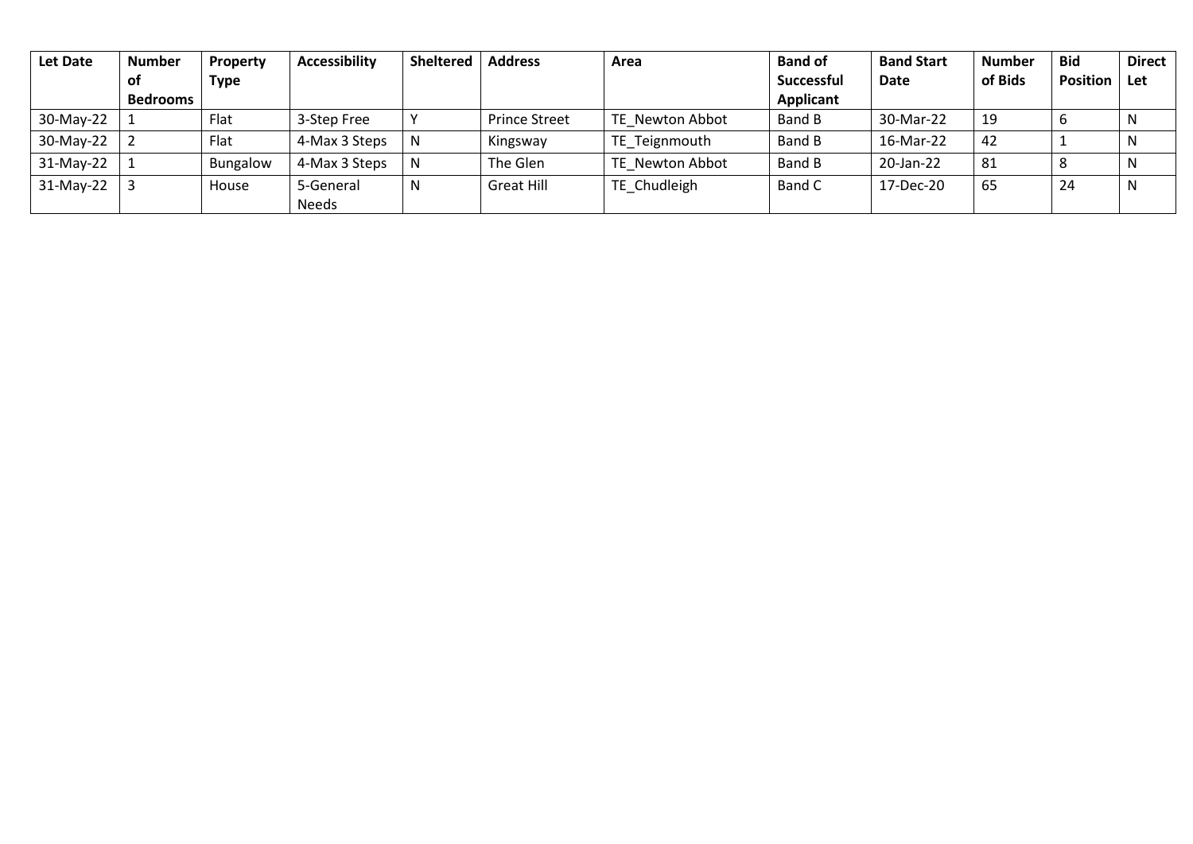| Let Date | Number of Bedrooms | Property Type | Accessibility | Sheltered | Address | Area | Band of Successful Applicant | Band Start Date | Number of Bids | Bid Position | Direct Let |
|---|---|---|---|---|---|---|---|---|---|---|---|
| 30-May-22 | 1 | Flat | 3-Step Free | Y | Prince Street | TE_Newton Abbot | Band B | 30-Mar-22 | 19 | 6 | N |
| 30-May-22 | 2 | Flat | 4-Max 3 Steps | N | Kingsway | TE_Teignmouth | Band B | 16-Mar-22 | 42 | 1 | N |
| 31-May-22 | 1 | Bungalow | 4-Max 3 Steps | N | The Glen | TE_Newton Abbot | Band B | 20-Jan-22 | 81 | 8 | N |
| 31-May-22 | 3 | House | 5-General Needs | N | Great Hill | TE_Chudleigh | Band C | 17-Dec-20 | 65 | 24 | N |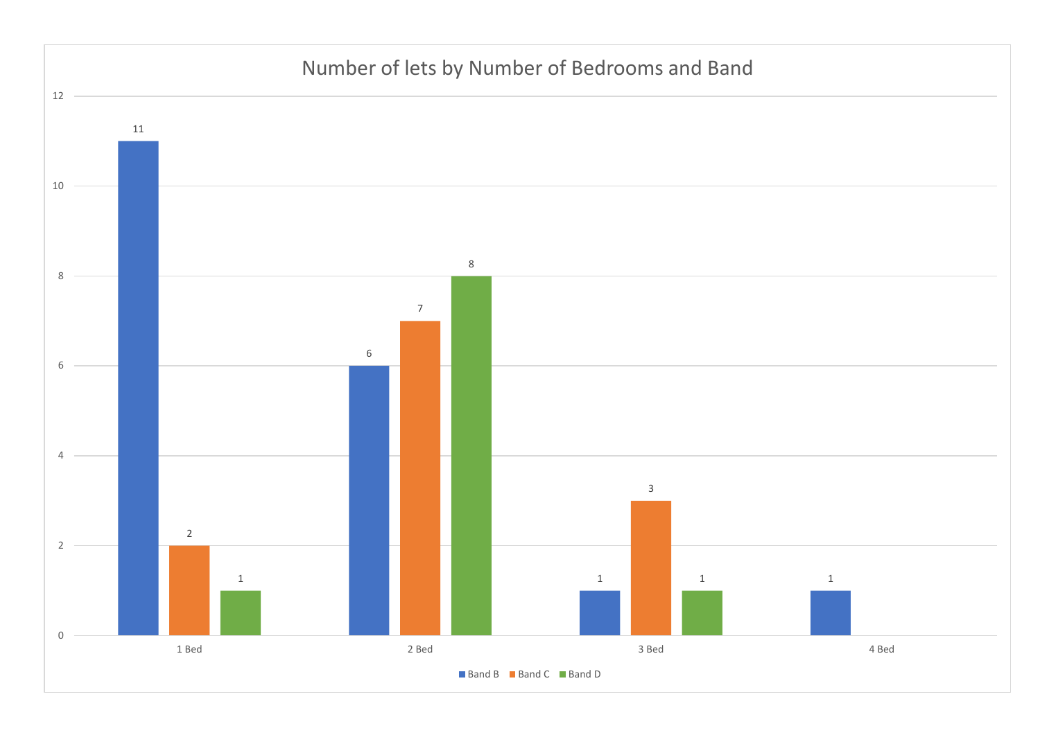Number of lets by Number of Bedrooms and Band

12
10
8
6
4
2
0

11
2
1
6
7
8
1
3
1
1

1 Bed
2 Bed
3 Bed
4 Bed

Band B
Band C
Band D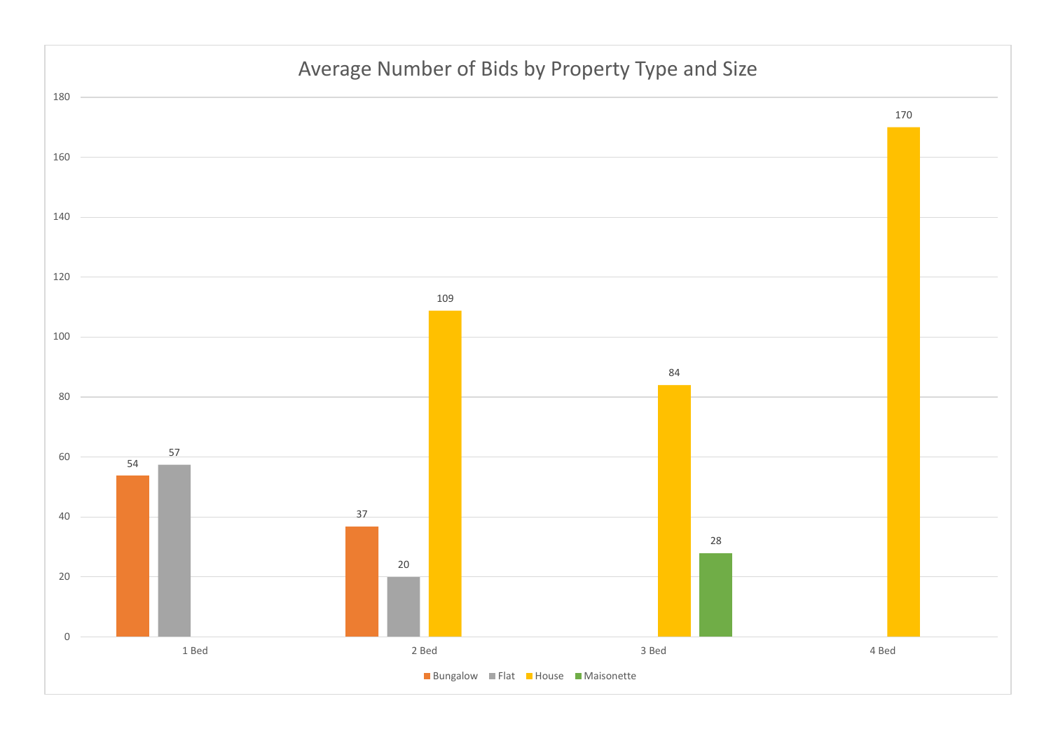Average Number of Bids by Property Type and Size

180
160
140
120
100
80
60
40
20
0

54
57
37
20
109
84
28
170

1 Bed
2 Bed
3 Bed
4 Bed

Bungalow
Flat
House
Maisonette